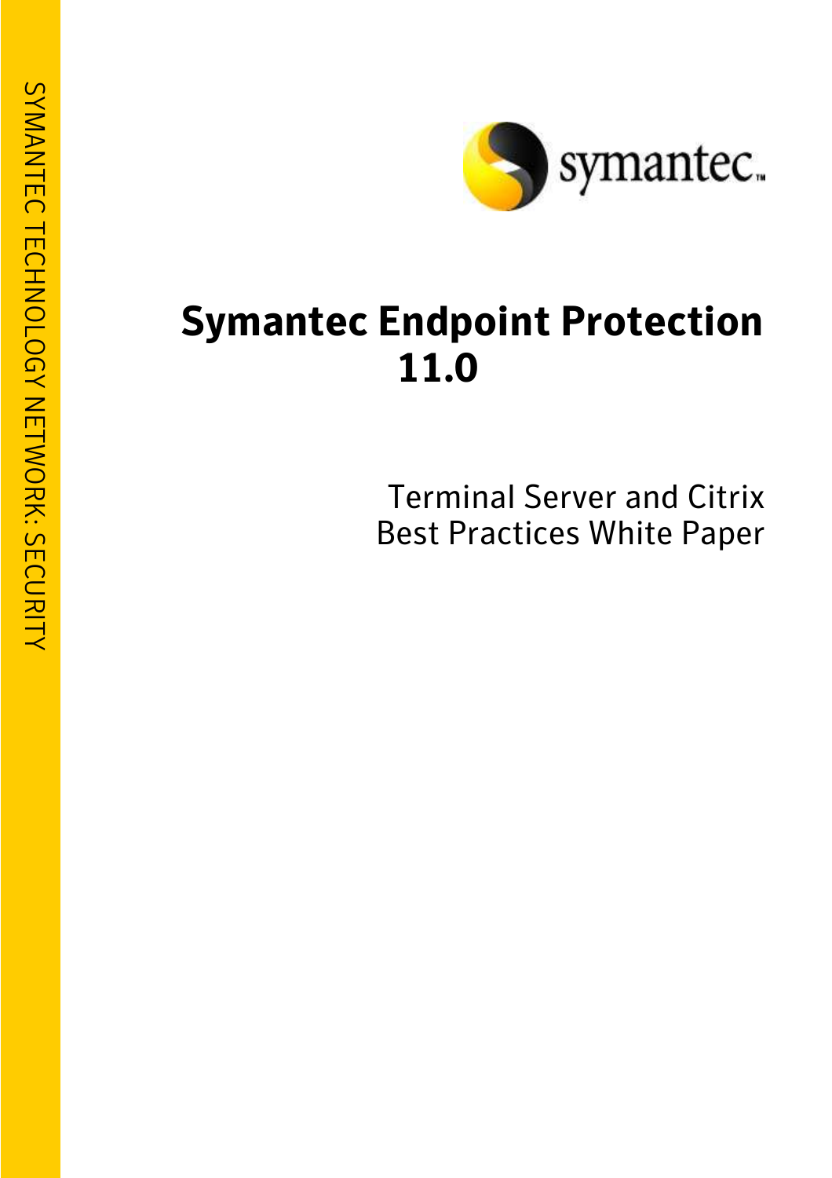SYMANTEC TECHNOLOGY NETWORK: SECURITY

symantec.

# Symantec Endpoint Protection 11.0

Terminal Server and Citrix
Best Practices White Paper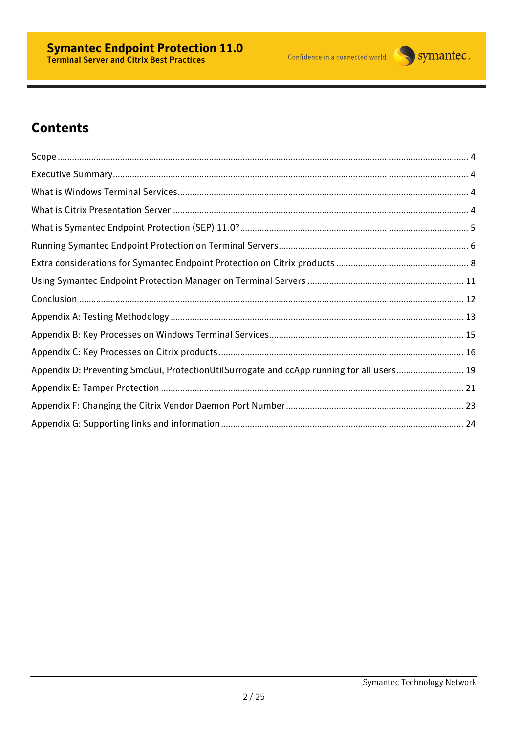## Contents

Scope ........ 4
Executive Summary ........ 4
What is Windows Terminal Services ........ 4
What is Citrix Presentation Server ........ 4
What is Symantec Endpoint Protection (SEP) 11.0? ........ 5
Running Symantec Endpoint Protection on Terminal Servers ........ 6
Extra considerations for Symantec Endpoint Protection on Citrix products ........ 8
Using Symantec Endpoint Protection Manager on Terminal Servers ........ 11
Conclusion ........ 12
Appendix A: Testing Methodology ........ 13
Appendix B: Key Processes on Windows Terminal Services ........ 15
Appendix C: Key Processes on Citrix products ........ 16
Appendix D: Preventing SmcGui, ProtectionUtilSurrogate and ccApp running for all users ........ 19
Appendix E: Tamper Protection ........ 21
Appendix F: Changing the Citrix Vendor Daemon Port Number ........ 23
Appendix G: Supporting links and information ........ 24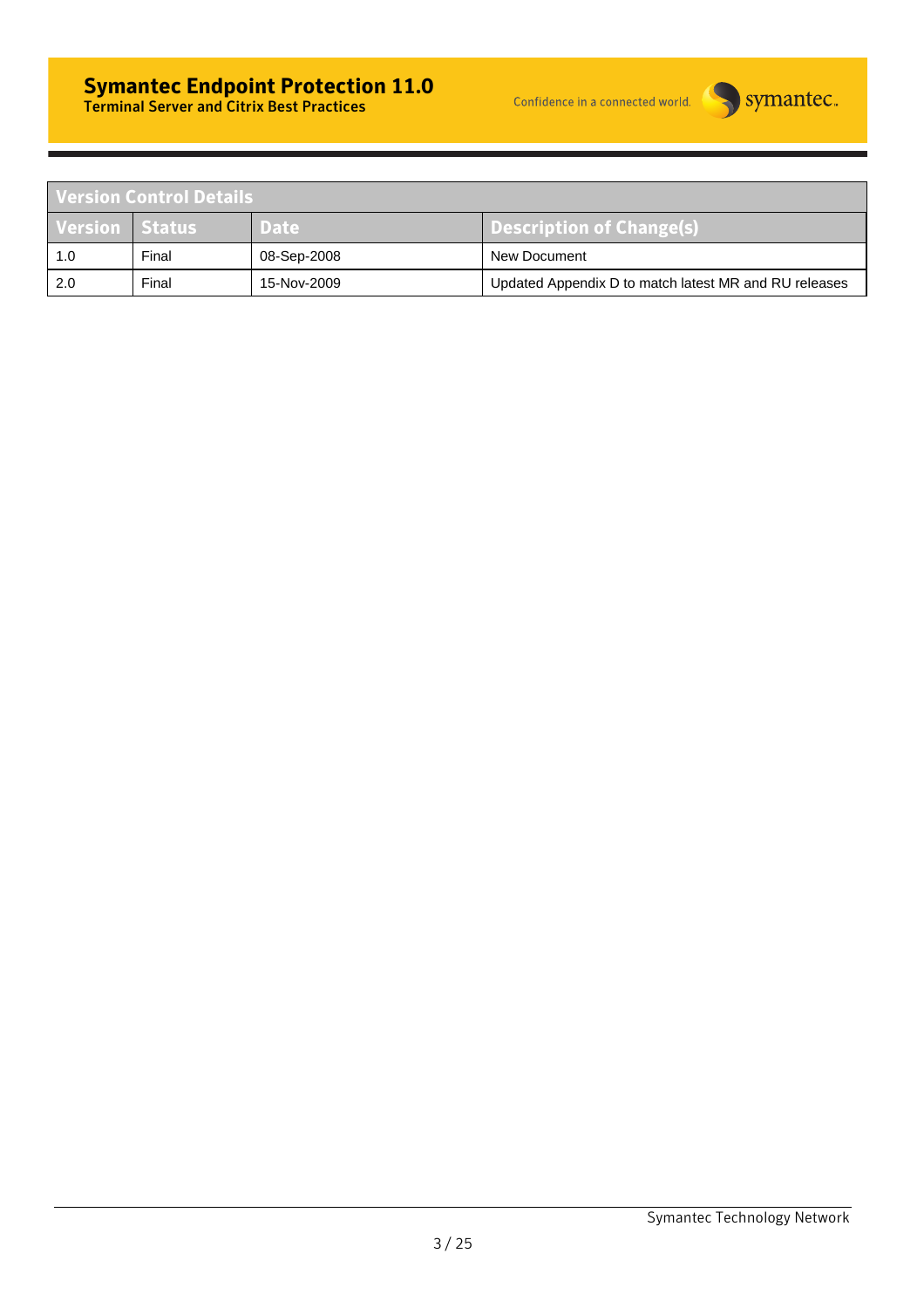| Version Control Details | | | |
|---|---|---|---|
| **Version** | **Status** | **Date** | **Description of Change(s)** |
| 1.0 | Final | 08-Sep-2008 | New Document |
| 2.0 | Final | 15-Nov-2009 | Updated Appendix D to match latest MR and RU releases |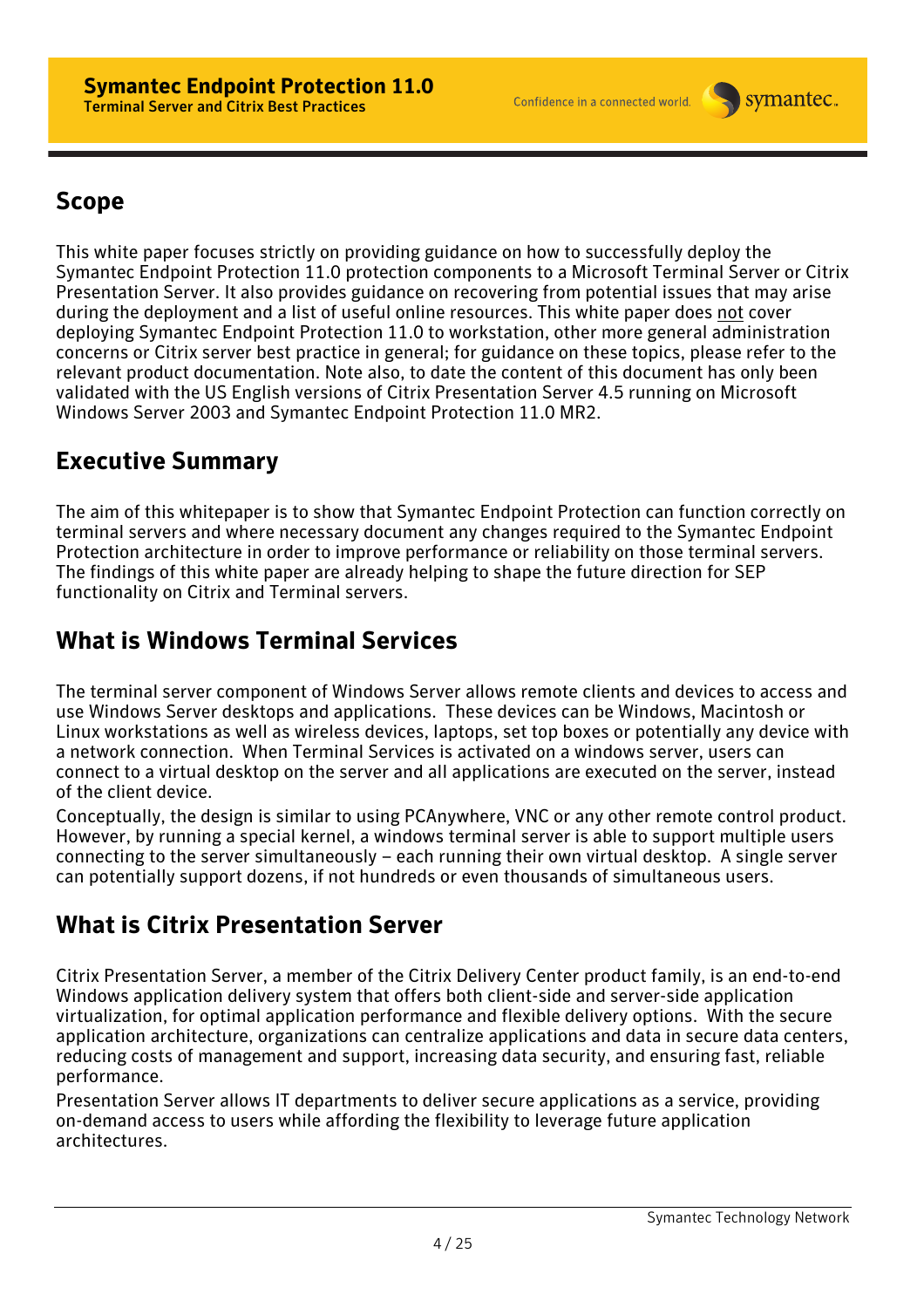## Scope

This white paper focuses strictly on providing guidance on how to successfully deploy the Symantec Endpoint Protection 11.0 protection components to a Microsoft Terminal Server or Citrix Presentation Server. It also provides guidance on recovering from potential issues that may arise during the deployment and a list of useful online resources. This white paper does not cover deploying Symantec Endpoint Protection 11.0 to workstation, other more general administration concerns or Citrix server best practice in general; for guidance on these topics, please refer to the relevant product documentation. Note also, to date the content of this document has only been validated with the US English versions of Citrix Presentation Server 4.5 running on Microsoft Windows Server 2003 and Symantec Endpoint Protection 11.0 MR2.

## Executive Summary

The aim of this whitepaper is to show that Symantec Endpoint Protection can function correctly on terminal servers and where necessary document any changes required to the Symantec Endpoint Protection architecture in order to improve performance or reliability on those terminal servers. The findings of this white paper are already helping to shape the future direction for SEP functionality on Citrix and Terminal servers.

## What is Windows Terminal Services

The terminal server component of Windows Server allows remote clients and devices to access and use Windows Server desktops and applications. These devices can be Windows, Macintosh or Linux workstations as well as wireless devices, laptops, set top boxes or potentially any device with a network connection. When Terminal Services is activated on a windows server, users can connect to a virtual desktop on the server and all applications are executed on the server, instead of the client device.

Conceptually, the design is similar to using PCAnywhere, VNC or any other remote control product. However, by running a special kernel, a windows terminal server is able to support multiple users connecting to the server simultaneously – each running their own virtual desktop. A single server can potentially support dozens, if not hundreds or even thousands of simultaneous users.

## What is Citrix Presentation Server

Citrix Presentation Server, a member of the Citrix Delivery Center product family, is an end-to-end Windows application delivery system that offers both client-side and server-side application virtualization, for optimal application performance and flexible delivery options. With the secure application architecture, organizations can centralize applications and data in secure data centers, reducing costs of management and support, increasing data security, and ensuring fast, reliable performance.

Presentation Server allows IT departments to deliver secure applications as a service, providing on-demand access to users while affording the flexibility to leverage future application architectures.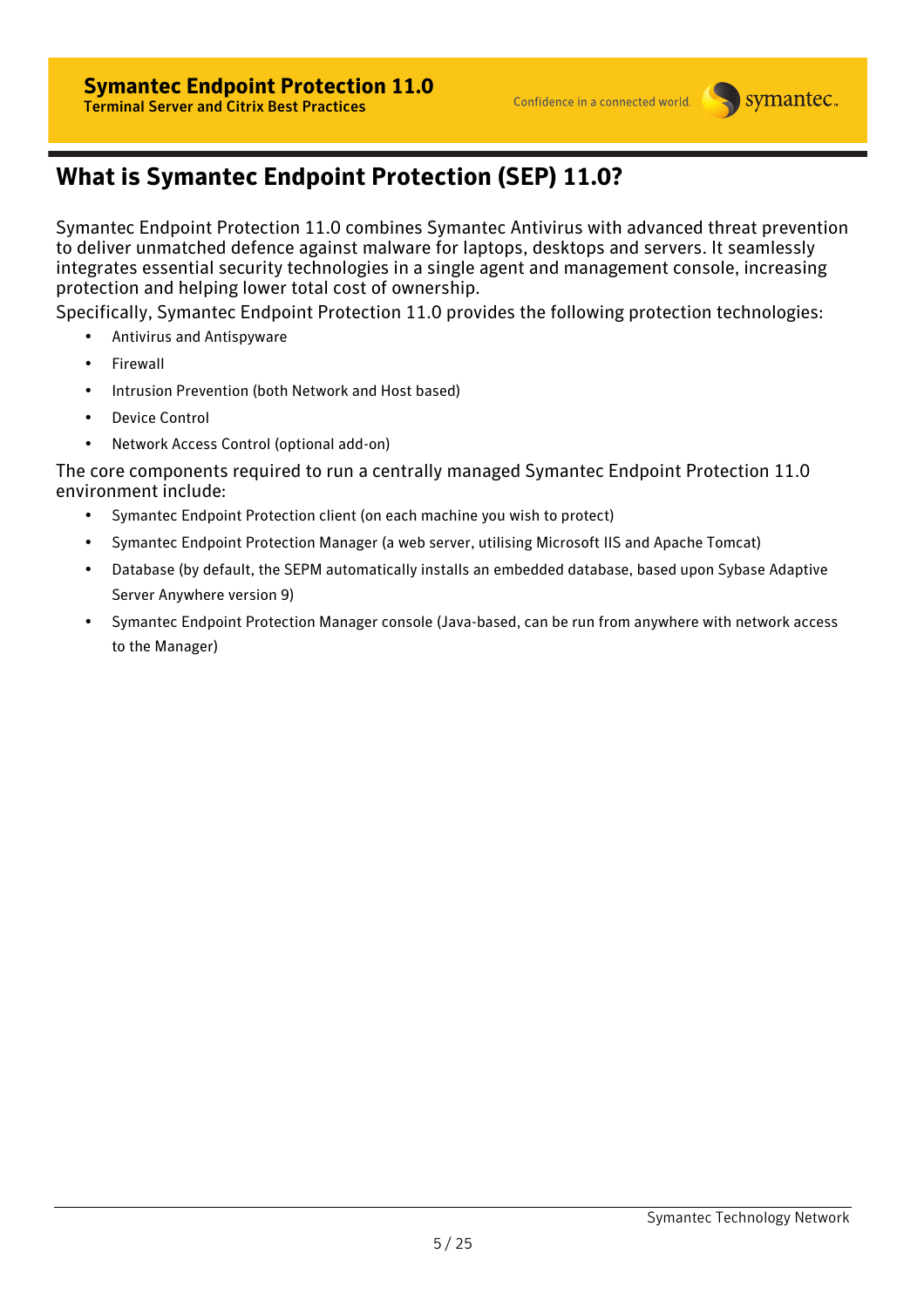## What is Symantec Endpoint Protection (SEP) 11.0?

Symantec Endpoint Protection 11.0 combines Symantec Antivirus with advanced threat prevention to deliver unmatched defence against malware for laptops, desktops and servers. It seamlessly integrates essential security technologies in a single agent and management console, increasing protection and helping lower total cost of ownership.

Specifically, Symantec Endpoint Protection 11.0 provides the following protection technologies:

- Antivirus and Antispyware
- Firewall
- Intrusion Prevention (both Network and Host based)
- Device Control
- Network Access Control (optional add-on)

The core components required to run a centrally managed Symantec Endpoint Protection 11.0 environment include:

- Symantec Endpoint Protection client (on each machine you wish to protect)
- Symantec Endpoint Protection Manager (a web server, utilising Microsoft IIS and Apache Tomcat)
- Database (by default, the SEPM automatically installs an embedded database, based upon Sybase Adaptive Server Anywhere version 9)
- Symantec Endpoint Protection Manager console (Java-based, can be run from anywhere with network access to the Manager)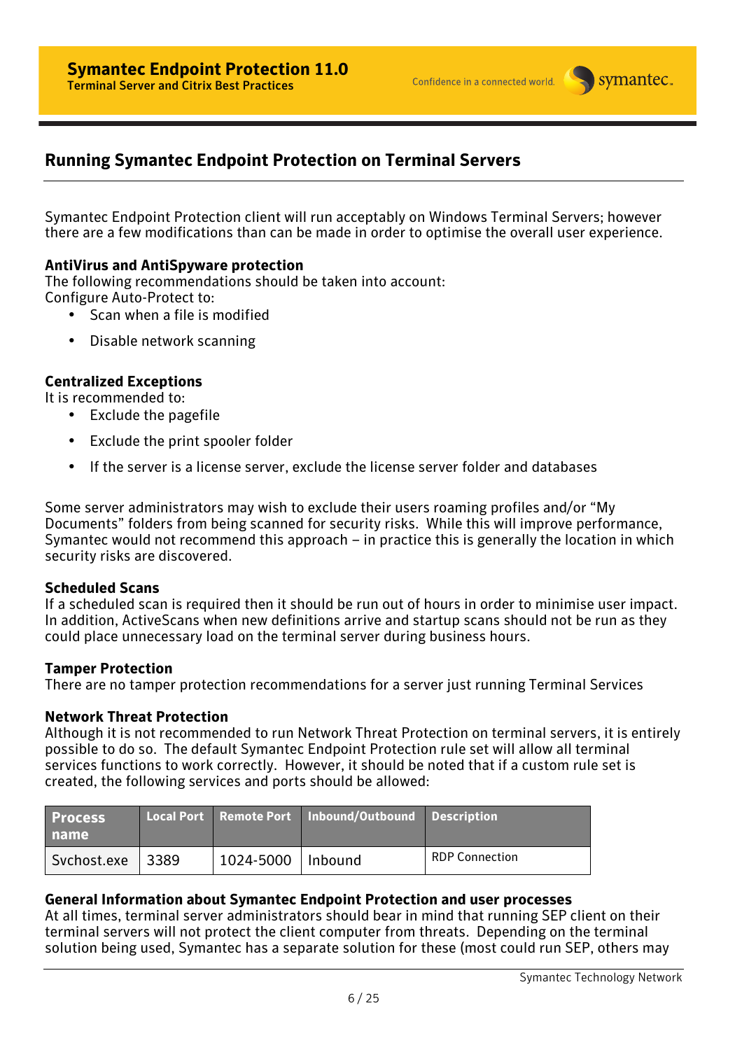## Running Symantec Endpoint Protection on Terminal Servers

Symantec Endpoint Protection client will run acceptably on Windows Terminal Servers; however there are a few modifications than can be made in order to optimise the overall user experience.

**AntiVirus and AntiSpyware protection**
The following recommendations should be taken into account:
Configure Auto-Protect to:

- Scan when a file is modified
- Disable network scanning

**Centralized Exceptions**
It is recommended to:

- Exclude the pagefile
- Exclude the print spooler folder
- If the server is a license server, exclude the license server folder and databases

Some server administrators may wish to exclude their users roaming profiles and/or "My Documents" folders from being scanned for security risks. While this will improve performance, Symantec would not recommend this approach – in practice this is generally the location in which security risks are discovered.

**Scheduled Scans**
If a scheduled scan is required then it should be run out of hours in order to minimise user impact. In addition, ActiveScans when new definitions arrive and startup scans should not be run as they could place unnecessary load on the terminal server during business hours.

**Tamper Protection**
There are no tamper protection recommendations for a server just running Terminal Services

**Network Threat Protection**
Although it is not recommended to run Network Threat Protection on terminal servers, it is entirely possible to do so. The default Symantec Endpoint Protection rule set will allow all terminal services functions to work correctly. However, it should be noted that if a custom rule set is created, the following services and ports should be allowed:

| Process name | Local Port | Remote Port | Inbound/Outbound | Description |
|---|---|---|---|---|
| Svchost.exe | 3389 | 1024-5000 | Inbound | RDP Connection |

**General Information about Symantec Endpoint Protection and user processes**
At all times, terminal server administrators should bear in mind that running SEP client on their terminal servers will not protect the client computer from threats. Depending on the terminal solution being used, Symantec has a separate solution for these (most could run SEP, others may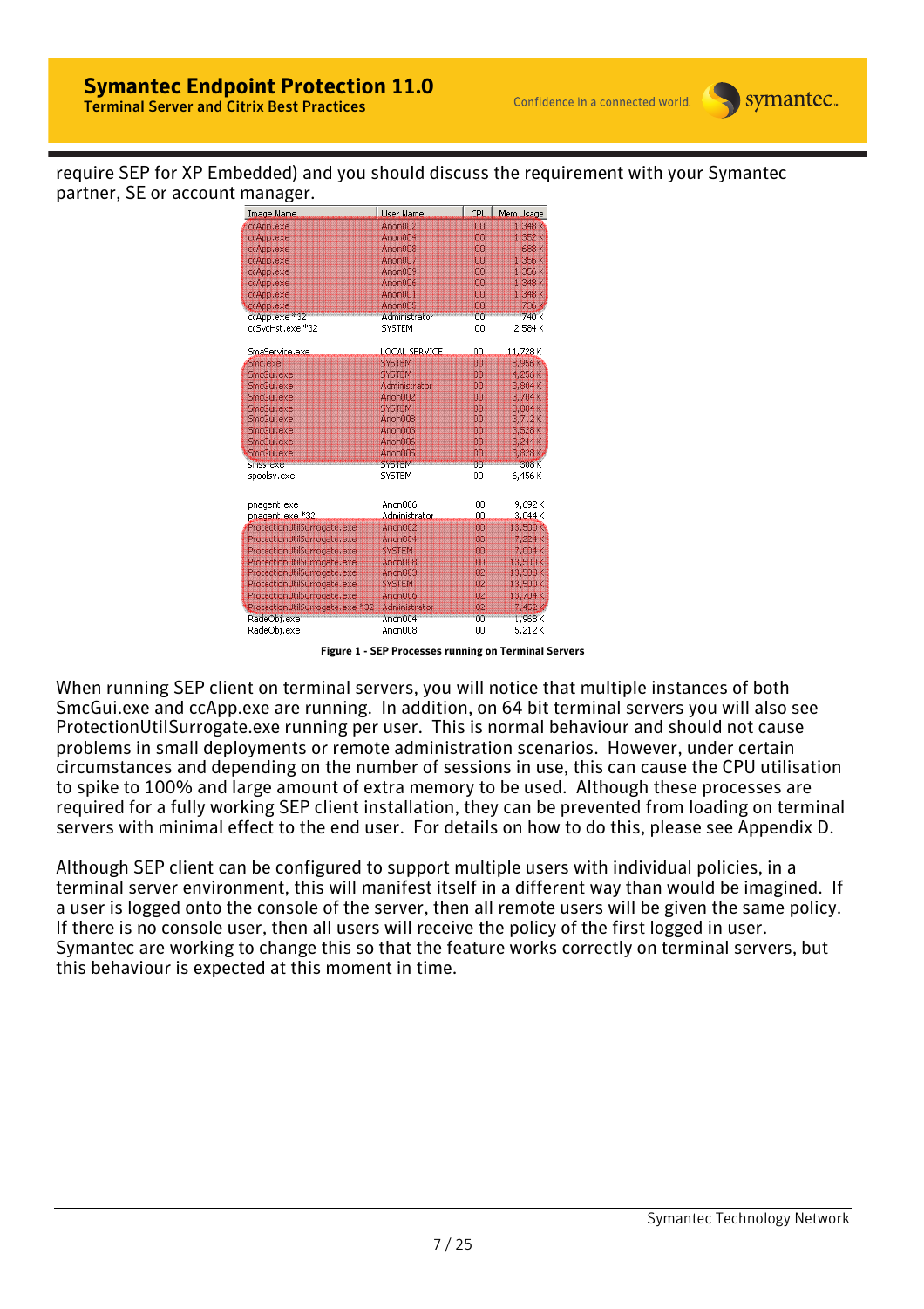require SEP for XP Embedded) and you should discuss the requirement with your Symantec partner, SE or account manager.

| Image Name | User Name | CPU | Mem Usage |
|---|---|---|---|
| ccApp.exe | Anon002 | 00 | 1,348 K |
| ccApp.exe | Anon004 | 00 | 1,352 K |
| ccApp.exe | Anon008 | 00 | 688 K |
| ccApp.exe | Anon007 | 00 | 1,356 K |
| ccApp.exe | Anon009 | 00 | 1,356 K |
| ccApp.exe | Anon006 | 00 | 1,348 K |
| ccApp.exe | Anon001 | 00 | 1,348 K |
| ccApp.exe | Anon005 | 00 | 736 K |
| ccApp.exe *32 | Administrator | 00 | 740 K |
| ccSvcHst.exe *32 | SYSTEM | 00 | 2,584 K |
| SmcService.exe | LOCAL SERVICE | 00 | 11,728 K |
| Smc.exe | SYSTEM | 00 | 8,956 K |
| SmcGui.exe | SYSTEM | 00 | 4,256 K |
| SmcGui.exe | Administrator | 00 | 3,804 K |
| SmcGui.exe | Anon002 | 00 | 3,704 K |
| SmcGui.exe | SYSTEM | 00 | 3,804 K |
| SmcGui.exe | Anon008 | 00 | 3,712 K |
| SmcGui.exe | Anon003 | 00 | 3,528 K |
| SmcGui.exe | Anon006 | 00 | 3,244 K |
| SmcGui.exe | Anon005 | 00 | 3,828 K |
| smss.exe | SYSTEM | 00 | 388 K |
| spoolsv.exe | SYSTEM | 00 | 6,456 K |
| pnagent.exe | Anon006 | 00 | 9,692 K |
| pnagent.exe *32 | Administrator | 00 | 3,044 K |
| ProtectionUtilSurrogate.exe | Anon002 | 00 | 13,500 K |
| ProtectionUtilSurrogate.exe | Anon004 | 00 | 7,224 K |
| ProtectionUtilSurrogate.exe | SYSTEM | 00 | 7,004 K |
| ProtectionUtilSurrogate.exe | Anon008 | 00 | 13,500 K |
| ProtectionUtilSurrogate.exe | Anon003 | 02 | 13,508 K |
| ProtectionUtilSurrogate.exe | SYSTEM | 02 | 13,500 K |
| ProtectionUtilSurrogate.exe | Anon006 | 02 | 13,704 K |
| ProtectionUtilSurrogate.exe *32 | Administrator | 02 | 7,452 K |
| RadeObj.exe | Anon004 | 00 | 1,968 K |
| RadeObj.exe | Anon008 | 00 | 5,212 K |

**Figure 1 - SEP Processes running on Terminal Servers**

When running SEP client on terminal servers, you will notice that multiple instances of both SmcGui.exe and ccApp.exe are running. In addition, on 64 bit terminal servers you will also see ProtectionUtilSurrogate.exe running per user. This is normal behaviour and should not cause problems in small deployments or remote administration scenarios. However, under certain circumstances and depending on the number of sessions in use, this can cause the CPU utilisation to spike to 100% and large amount of extra memory to be used. Although these processes are required for a fully working SEP client installation, they can be prevented from loading on terminal servers with minimal effect to the end user. For details on how to do this, please see Appendix D.

Although SEP client can be configured to support multiple users with individual policies, in a terminal server environment, this will manifest itself in a different way than would be imagined. If a user is logged onto the console of the server, then all remote users will be given the same policy. If there is no console user, then all users will receive the policy of the first logged in user. Symantec are working to change this so that the feature works correctly on terminal servers, but this behaviour is expected at this moment in time.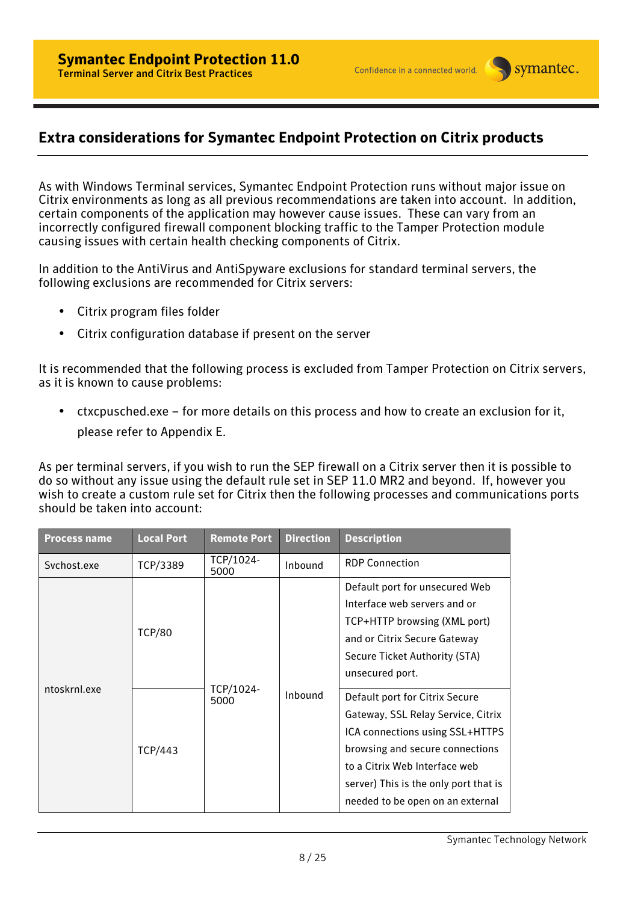## Extra considerations for Symantec Endpoint Protection on Citrix products

As with Windows Terminal services, Symantec Endpoint Protection runs without major issue on Citrix environments as long as all previous recommendations are taken into account. In addition, certain components of the application may however cause issues. These can vary from an incorrectly configured firewall component blocking traffic to the Tamper Protection module causing issues with certain health checking components of Citrix.

In addition to the AntiVirus and AntiSpyware exclusions for standard terminal servers, the following exclusions are recommended for Citrix servers:

- Citrix program files folder
- Citrix configuration database if present on the server

It is recommended that the following process is excluded from Tamper Protection on Citrix servers, as it is known to cause problems:

- ctxcpusched.exe – for more details on this process and how to create an exclusion for it, please refer to Appendix E.

As per terminal servers, if you wish to run the SEP firewall on a Citrix server then it is possible to do so without any issue using the default rule set in SEP 11.0 MR2 and beyond. If, however you wish to create a custom rule set for Citrix then the following processes and communications ports should be taken into account:

| Process name | Local Port | Remote Port | Direction | Description |
|---|---|---|---|---|
| Svchost.exe | TCP/3389 | TCP/1024-5000 | Inbound | RDP Connection |
| ntoskrnl.exe | TCP/80 | TCP/1024-5000 | Inbound | Default port for unsecured Web Interface web servers and or TCP+HTTP browsing (XML port) and or Citrix Secure Gateway Secure Ticket Authority (STA) unsecured port. |
| | TCP/443 | | | Default port for Citrix Secure Gateway, SSL Relay Service, Citrix ICA connections using SSL+HTTPS browsing and secure connections to a Citrix Web Interface web server) This is the only port that is needed to be open on an external |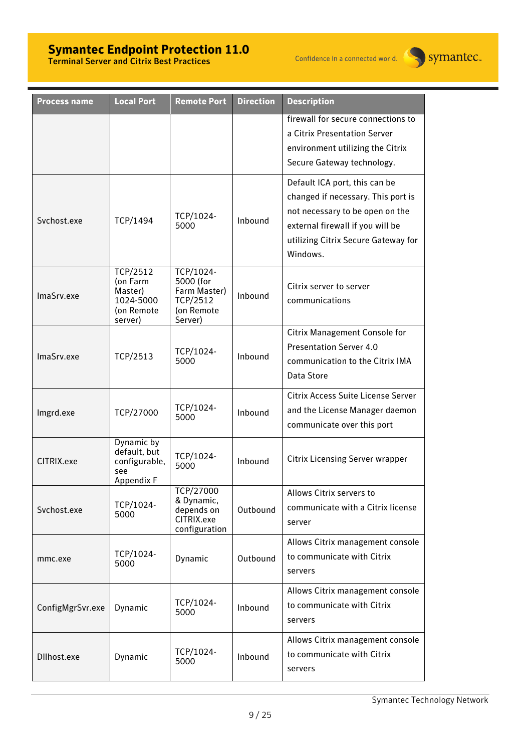| Process name | Local Port | Remote Port | Direction | Description |
|---|---|---|---|---|
| | | | | firewall for secure connections to a Citrix Presentation Server environment utilizing the Citrix Secure Gateway technology. |
| Svchost.exe | TCP/1494 | TCP/1024-5000 | Inbound | Default ICA port, this can be changed if necessary. This port is not necessary to be open on the external firewall if you will be utilizing Citrix Secure Gateway for Windows. |
| ImaSrv.exe | TCP/2512 (on Farm Master) 1024-5000 (on Remote server) | TCP/1024-5000 (for Farm Master) TCP/2512 (on Remote Server) | Inbound | Citrix server to server communications |
| ImaSrv.exe | TCP/2513 | TCP/1024-5000 | Inbound | Citrix Management Console for Presentation Server 4.0 communication to the Citrix IMA Data Store |
| lmgrd.exe | TCP/27000 | TCP/1024-5000 | Inbound | Citrix Access Suite License Server and the License Manager daemon communicate over this port |
| CITRIX.exe | Dynamic by default, but configurable, see Appendix F | TCP/1024-5000 | Inbound | Citrix Licensing Server wrapper |
| Svchost.exe | TCP/1024-5000 | TCP/27000 & Dynamic, depends on CITRIX.exe configuration | Outbound | Allows Citrix servers to communicate with a Citrix license server |
| mmc.exe | TCP/1024-5000 | Dynamic | Outbound | Allows Citrix management console to communicate with Citrix servers |
| ConfigMgrSvr.exe | Dynamic | TCP/1024-5000 | Inbound | Allows Citrix management console to communicate with Citrix servers |
| Dllhost.exe | Dynamic | TCP/1024-5000 | Inbound | Allows Citrix management console to communicate with Citrix servers |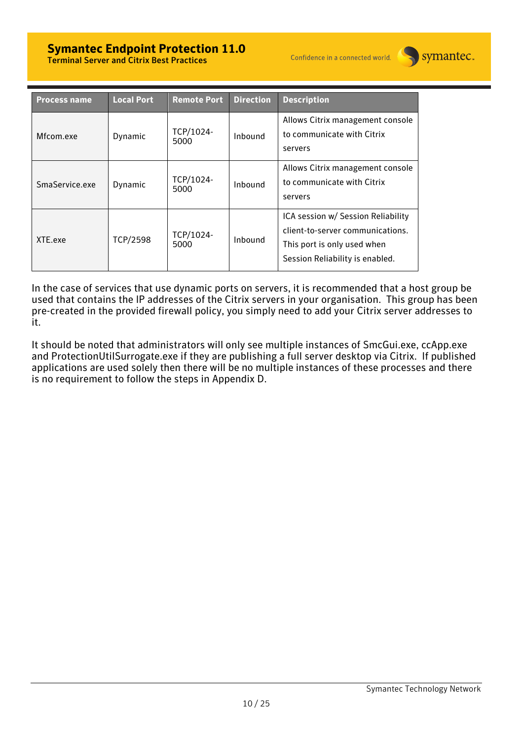| Process name | Local Port | Remote Port | Direction | Description |
|---|---|---|---|---|
| Mfcom.exe | Dynamic | TCP/1024-5000 | Inbound | Allows Citrix management console to communicate with Citrix servers |
| SmaService.exe | Dynamic | TCP/1024-5000 | Inbound | Allows Citrix management console to communicate with Citrix servers |
| XTE.exe | TCP/2598 | TCP/1024-5000 | Inbound | ICA session w/ Session Reliability client-to-server communications. This port is only used when Session Reliability is enabled. |

In the case of services that use dynamic ports on servers, it is recommended that a host group be used that contains the IP addresses of the Citrix servers in your organisation. This group has been pre-created in the provided firewall policy, you simply need to add your Citrix server addresses to it.

It should be noted that administrators will only see multiple instances of SmcGui.exe, ccApp.exe and ProtectionUtilSurrogate.exe if they are publishing a full server desktop via Citrix. If published applications are used solely then there will be no multiple instances of these processes and there is no requirement to follow the steps in Appendix D.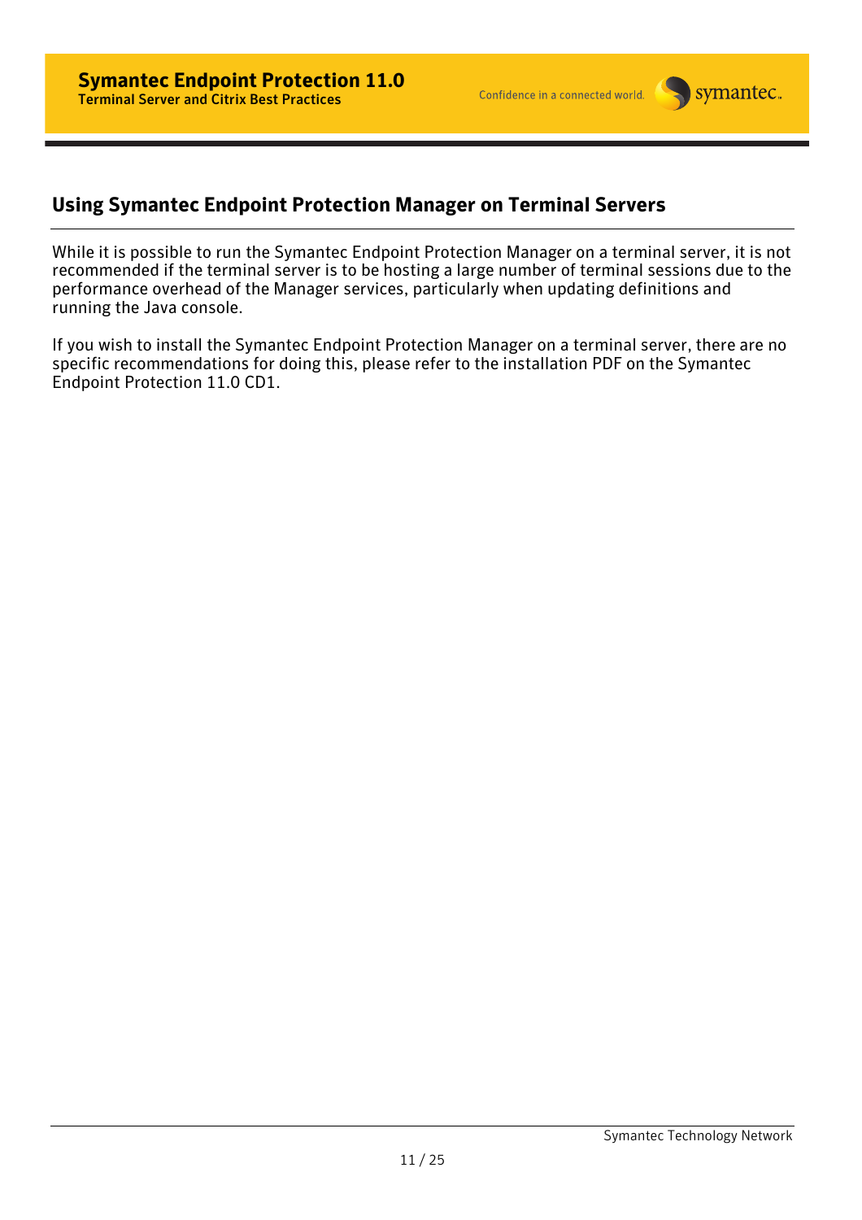## Using Symantec Endpoint Protection Manager on Terminal Servers

While it is possible to run the Symantec Endpoint Protection Manager on a terminal server, it is not recommended if the terminal server is to be hosting a large number of terminal sessions due to the performance overhead of the Manager services, particularly when updating definitions and running the Java console.

If you wish to install the Symantec Endpoint Protection Manager on a terminal server, there are no specific recommendations for doing this, please refer to the installation PDF on the Symantec Endpoint Protection 11.0 CD1.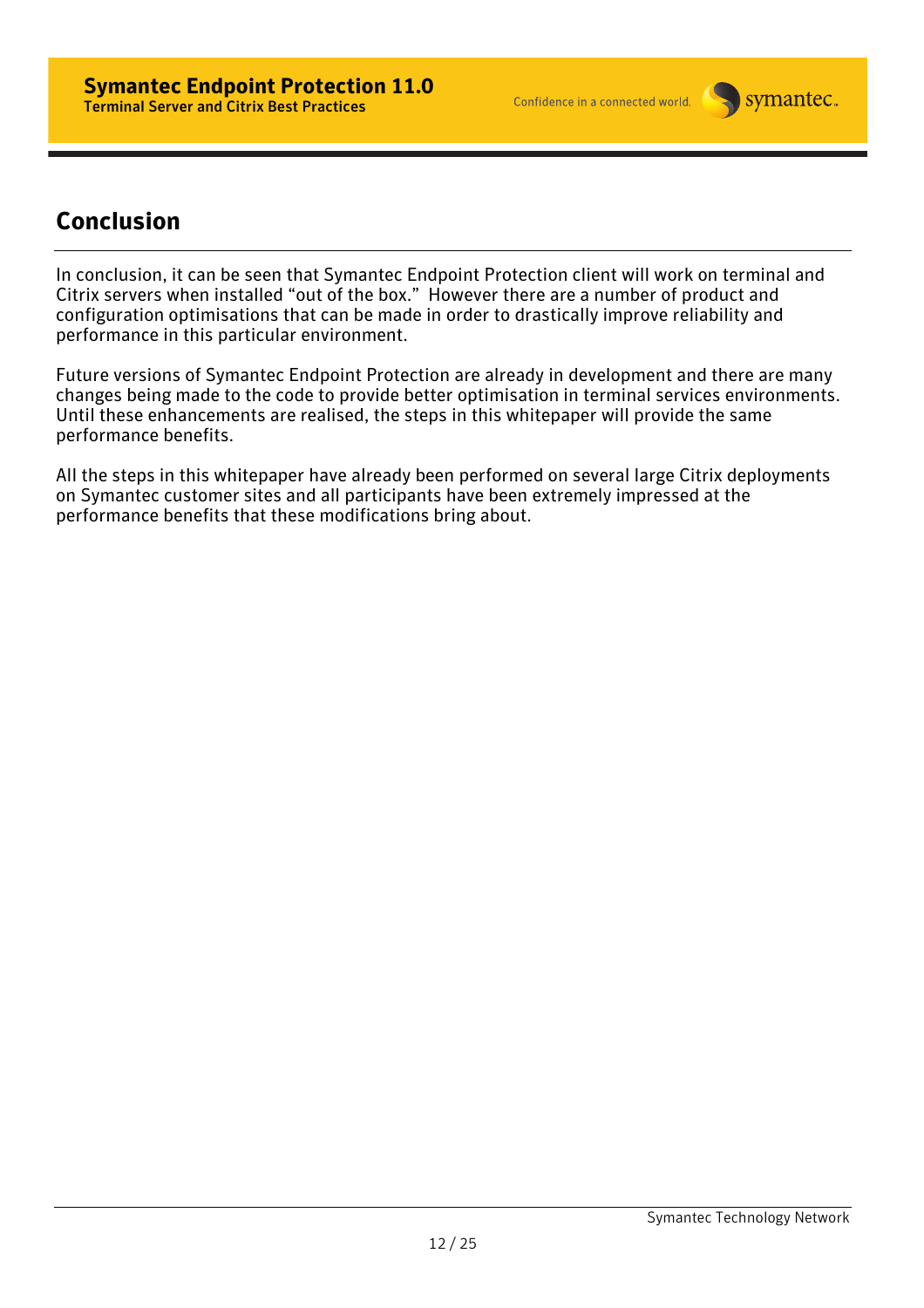## Conclusion

In conclusion, it can be seen that Symantec Endpoint Protection client will work on terminal and Citrix servers when installed “out of the box.” However there are a number of product and configuration optimisations that can be made in order to drastically improve reliability and performance in this particular environment.

Future versions of Symantec Endpoint Protection are already in development and there are many changes being made to the code to provide better optimisation in terminal services environments. Until these enhancements are realised, the steps in this whitepaper will provide the same performance benefits.

All the steps in this whitepaper have already been performed on several large Citrix deployments on Symantec customer sites and all participants have been extremely impressed at the performance benefits that these modifications bring about.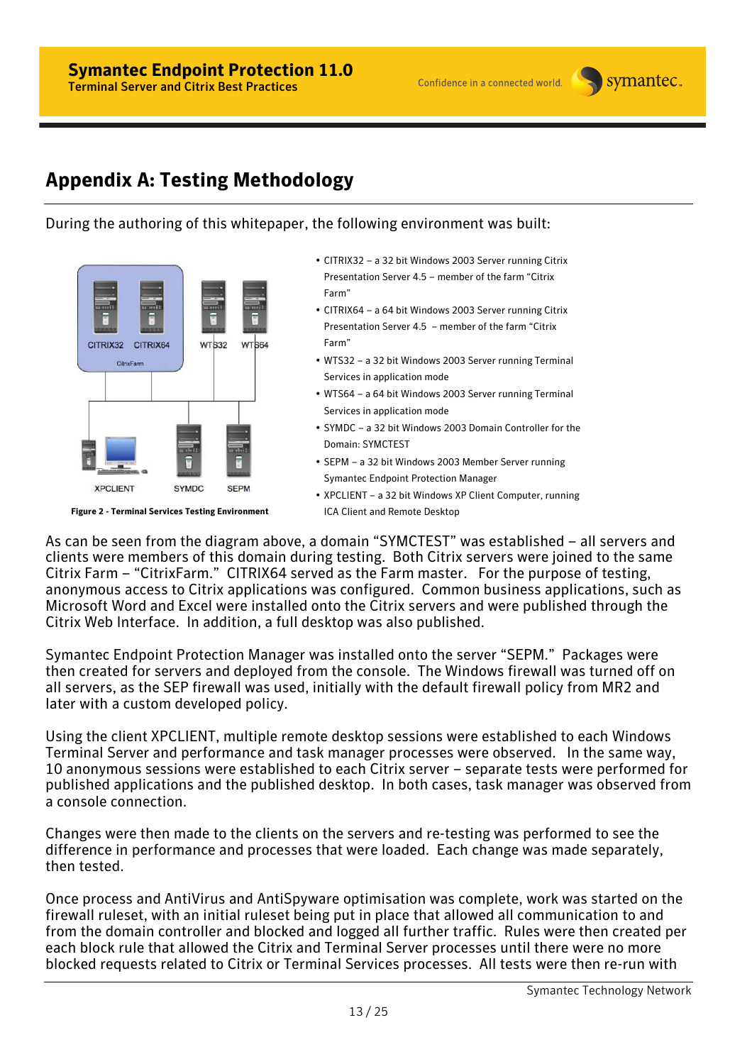## Appendix A: Testing Methodology

During the authoring of this whitepaper, the following environment was built:

Figure 2 - Terminal Services Testing Environment

- CITRIX32 – a 32 bit Windows 2003 Server running Citrix Presentation Server 4.5 – member of the farm "Citrix Farm"
- CITRIX64 – a 64 bit Windows 2003 Server running Citrix Presentation Server 4.5 – member of the farm "Citrix Farm"
- WTS32 – a 32 bit Windows 2003 Server running Terminal Services in application mode
- WTS64 – a 64 bit Windows 2003 Server running Terminal Services in application mode
- SYMDC – a 32 bit Windows 2003 Domain Controller for the Domain: SYMCTEST
- SEPM – a 32 bit Windows 2003 Member Server running Symantec Endpoint Protection Manager
- XPCLIENT – a 32 bit Windows XP Client Computer, running ICA Client and Remote Desktop

As can be seen from the diagram above, a domain "SYMCTEST" was established – all servers and clients were members of this domain during testing. Both Citrix servers were joined to the same Citrix Farm – "CitrixFarm." CITRIX64 served as the Farm master. For the purpose of testing, anonymous access to Citrix applications was configured. Common business applications, such as Microsoft Word and Excel were installed onto the Citrix servers and were published through the Citrix Web Interface. In addition, a full desktop was also published.

Symantec Endpoint Protection Manager was installed onto the server "SEPM." Packages were then created for servers and deployed from the console. The Windows firewall was turned off on all servers, as the SEP firewall was used, initially with the default firewall policy from MR2 and later with a custom developed policy.

Using the client XPCLIENT, multiple remote desktop sessions were established to each Windows Terminal Server and performance and task manager processes were observed. In the same way, 10 anonymous sessions were established to each Citrix server – separate tests were performed for published applications and the published desktop. In both cases, task manager was observed from a console connection.

Changes were then made to the clients on the servers and re-testing was performed to see the difference in performance and processes that were loaded. Each change was made separately, then tested.

Once process and AntiVirus and AntiSpyware optimisation was complete, work was started on the firewall ruleset, with an initial ruleset being put in place that allowed all communication to and from the domain controller and blocked and logged all further traffic. Rules were then created per each block rule that allowed the Citrix and Terminal Server processes until there were no more blocked requests related to Citrix or Terminal Services processes. All tests were then re-run with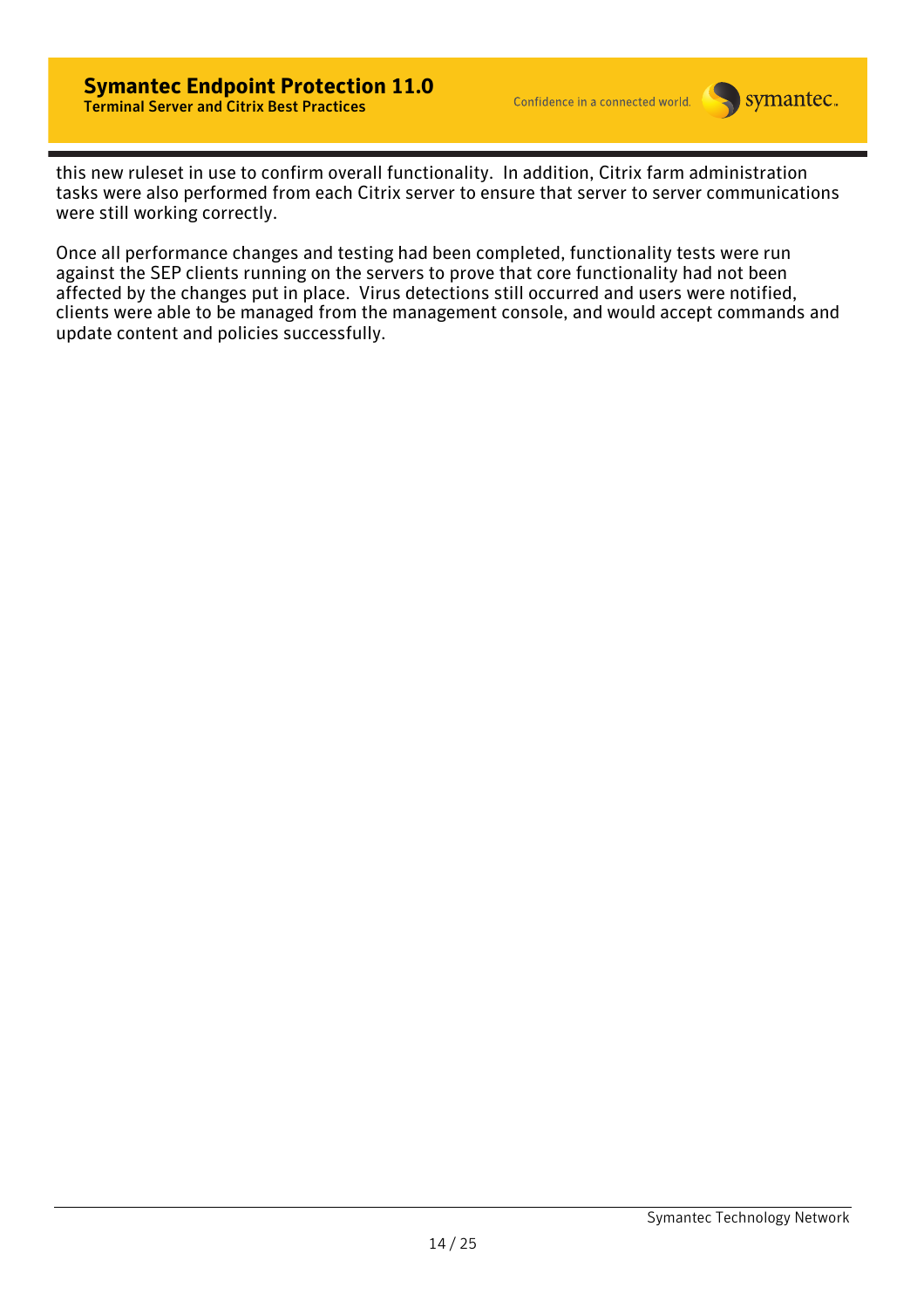this new ruleset in use to confirm overall functionality.  In addition, Citrix farm administration tasks were also performed from each Citrix server to ensure that server to server communications were still working correctly.

Once all performance changes and testing had been completed, functionality tests were run against the SEP clients running on the servers to prove that core functionality had not been affected by the changes put in place.  Virus detections still occurred and users were notified, clients were able to be managed from the management console, and would accept commands and update content and policies successfully.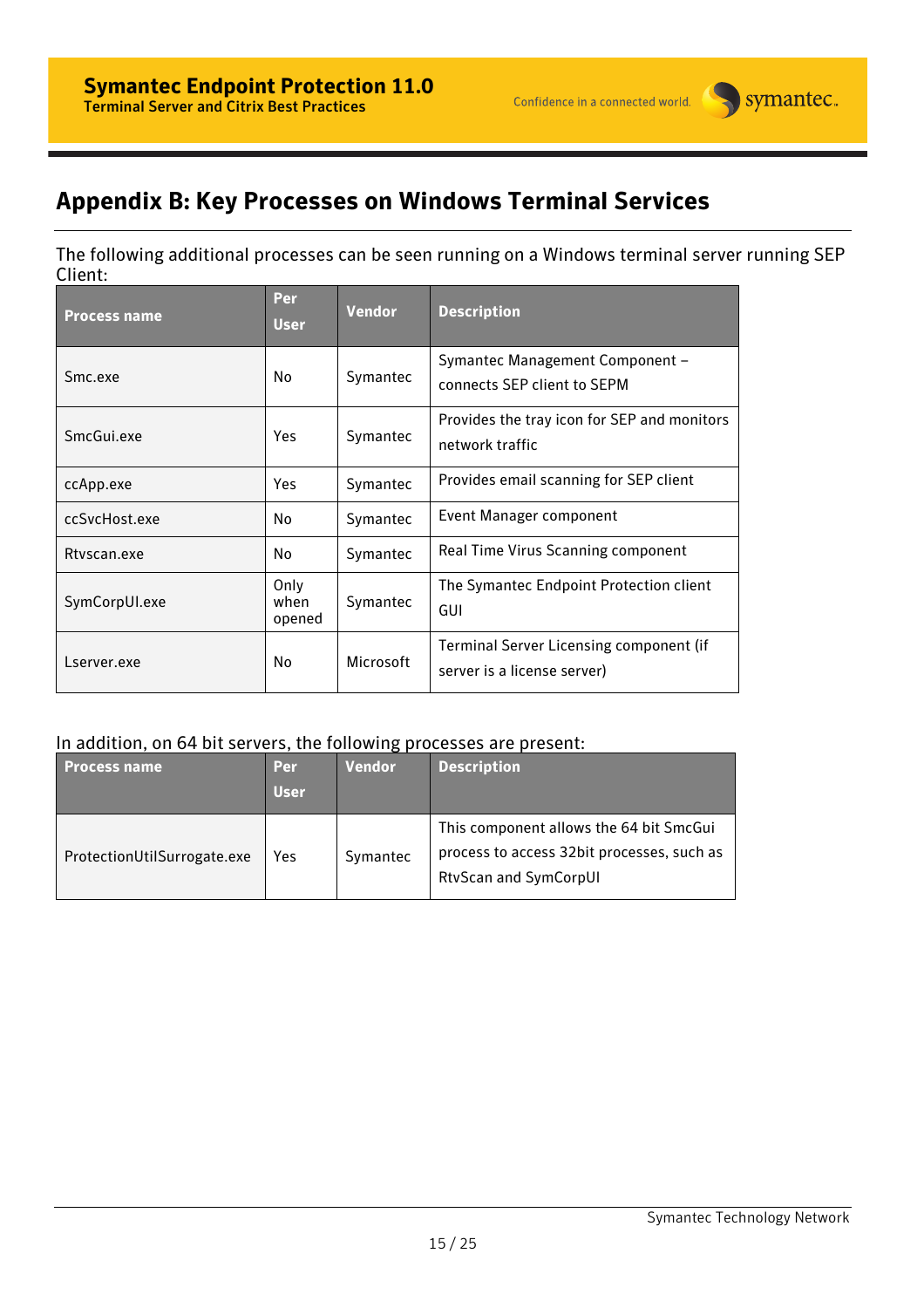# Appendix B: Key Processes on Windows Terminal Services

The following additional processes can be seen running on a Windows terminal server running SEP Client:

| Process name | Per User | Vendor | Description |
|---|---|---|---|
| Smc.exe | No | Symantec | Symantec Management Component – connects SEP client to SEPM |
| SmcGui.exe | Yes | Symantec | Provides the tray icon for SEP and monitors network traffic |
| ccApp.exe | Yes | Symantec | Provides email scanning for SEP client |
| ccSvcHost.exe | No | Symantec | Event Manager component |
| Rtvscan.exe | No | Symantec | Real Time Virus Scanning component |
| SymCorpUI.exe | Only when opened | Symantec | The Symantec Endpoint Protection client GUI |
| Lserver.exe | No | Microsoft | Terminal Server Licensing component (if server is a license server) |

In addition, on 64 bit servers, the following processes are present:

| Process name | Per User | Vendor | Description |
|---|---|---|---|
| ProtectionUtilSurrogate.exe | Yes | Symantec | This component allows the 64 bit SmcGui process to access 32bit processes, such as RtvScan and SymCorpUI |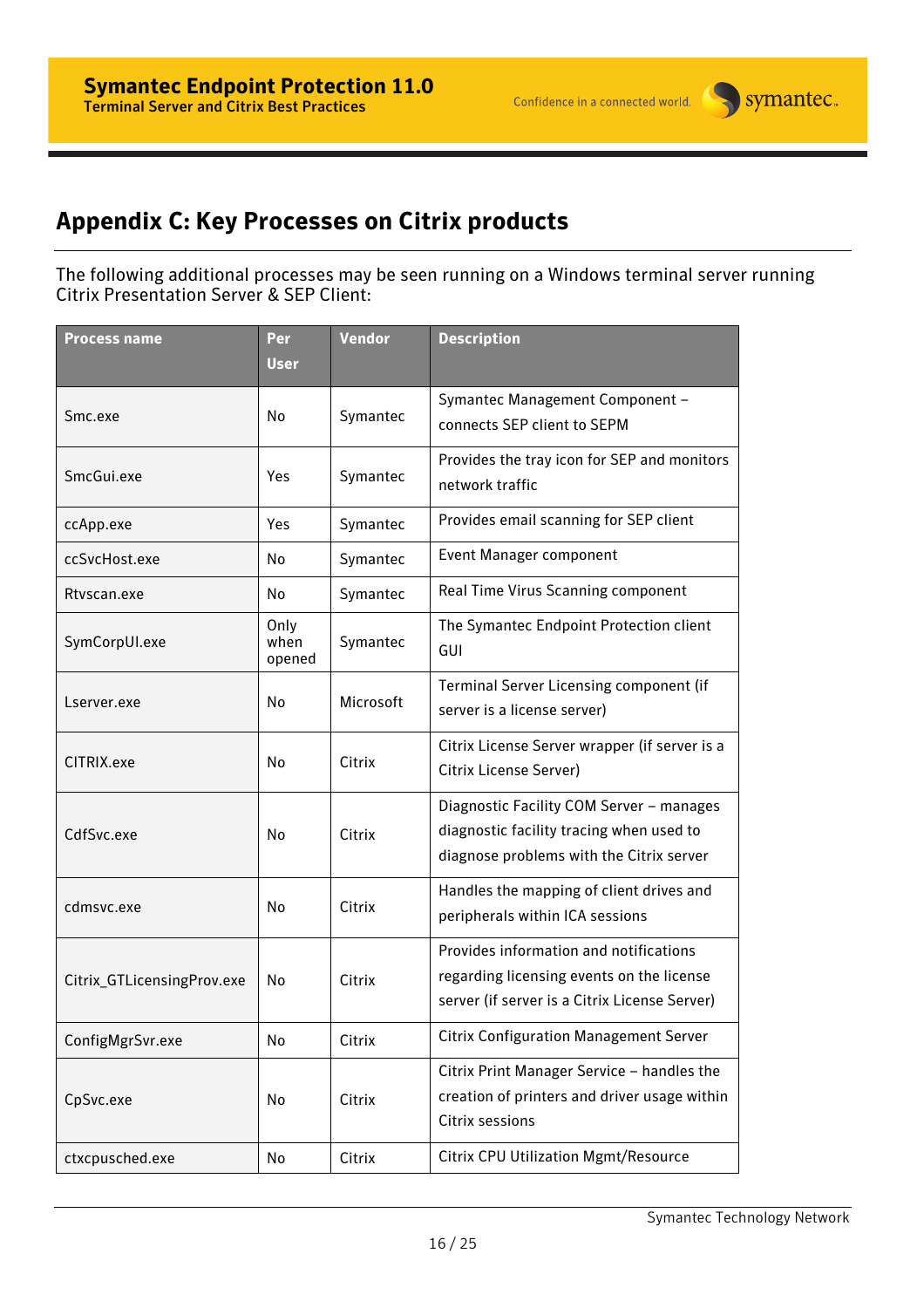## Appendix C: Key Processes on Citrix products

The following additional processes may be seen running on a Windows terminal server running Citrix Presentation Server & SEP Client:

| Process name | Per User | Vendor | Description |
|---|---|---|---|
| Smc.exe | No | Symantec | Symantec Management Component – connects SEP client to SEPM |
| SmcGui.exe | Yes | Symantec | Provides the tray icon for SEP and monitors network traffic |
| ccApp.exe | Yes | Symantec | Provides email scanning for SEP client |
| ccSvcHost.exe | No | Symantec | Event Manager component |
| Rtvscan.exe | No | Symantec | Real Time Virus Scanning component |
| SymCorpUI.exe | Only when opened | Symantec | The Symantec Endpoint Protection client GUI |
| Lserver.exe | No | Microsoft | Terminal Server Licensing component (if server is a license server) |
| CITRIX.exe | No | Citrix | Citrix License Server wrapper (if server is a Citrix License Server) |
| CdfSvc.exe | No | Citrix | Diagnostic Facility COM Server – manages diagnostic facility tracing when used to diagnose problems with the Citrix server |
| cdmsvc.exe | No | Citrix | Handles the mapping of client drives and peripherals within ICA sessions |
| Citrix_GTLicensingProv.exe | No | Citrix | Provides information and notifications regarding licensing events on the license server (if server is a Citrix License Server) |
| ConfigMgrSvr.exe | No | Citrix | Citrix Configuration Management Server |
| CpSvc.exe | No | Citrix | Citrix Print Manager Service – handles the creation of printers and driver usage within Citrix sessions |
| ctxcpusched.exe | No | Citrix | Citrix CPU Utilization Mgmt/Resource |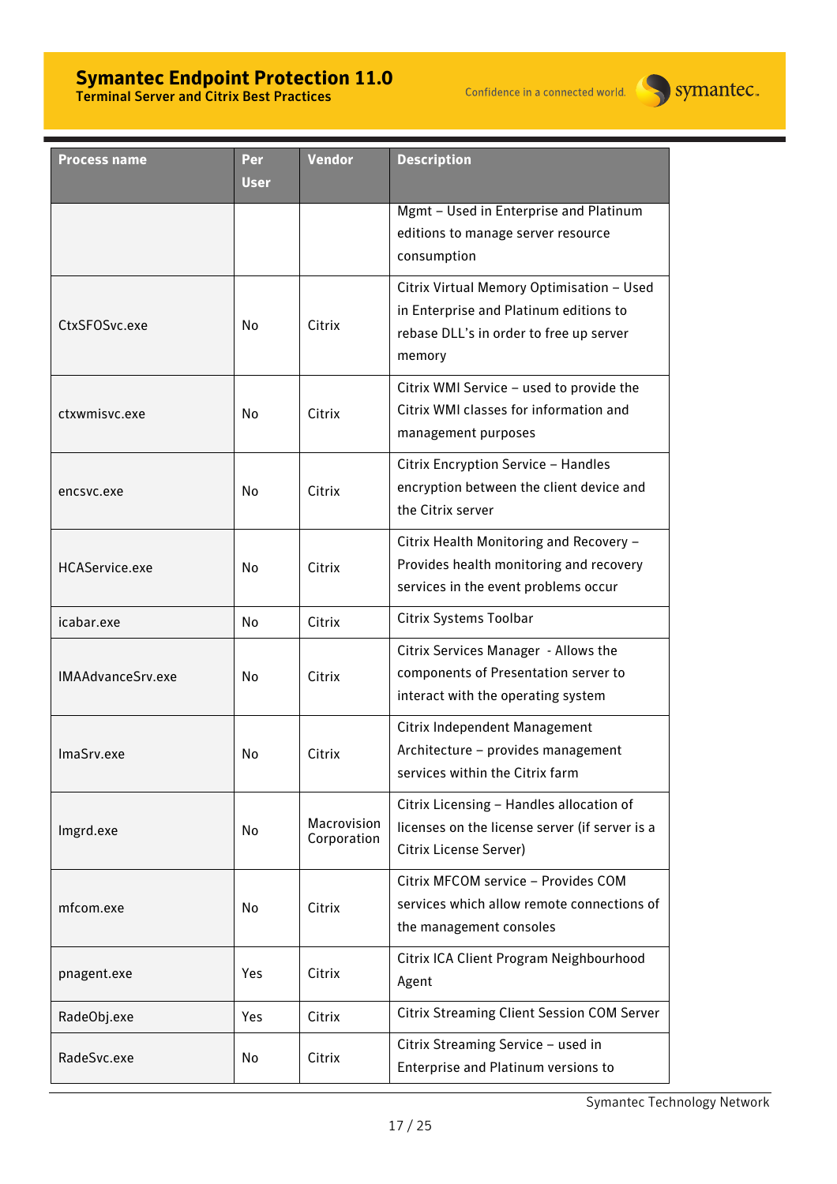| Process name | Per User | Vendor | Description |
|---|---|---|---|
| | | | Mgmt – Used in Enterprise and Platinum editions to manage server resource consumption |
| CtxSFOSvc.exe | No | Citrix | Citrix Virtual Memory Optimisation – Used in Enterprise and Platinum editions to rebase DLL's in order to free up server memory |
| ctxwmisvc.exe | No | Citrix | Citrix WMI Service – used to provide the Citrix WMI classes for information and management purposes |
| encsvc.exe | No | Citrix | Citrix Encryption Service – Handles encryption between the client device and the Citrix server |
| HCAService.exe | No | Citrix | Citrix Health Monitoring and Recovery – Provides health monitoring and recovery services in the event problems occur |
| icabar.exe | No | Citrix | Citrix Systems Toolbar |
| IMAAdvanceSrv.exe | No | Citrix | Citrix Services Manager - Allows the components of Presentation server to interact with the operating system |
| ImaSrv.exe | No | Citrix | Citrix Independent Management Architecture – provides management services within the Citrix farm |
| lmgrd.exe | No | Macrovision Corporation | Citrix Licensing – Handles allocation of licenses on the license server (if server is a Citrix License Server) |
| mfcom.exe | No | Citrix | Citrix MFCOM service – Provides COM services which allow remote connections of the management consoles |
| pnagent.exe | Yes | Citrix | Citrix ICA Client Program Neighbourhood Agent |
| RadeObj.exe | Yes | Citrix | Citrix Streaming Client Session COM Server |
| RadeSvc.exe | No | Citrix | Citrix Streaming Service – used in Enterprise and Platinum versions to |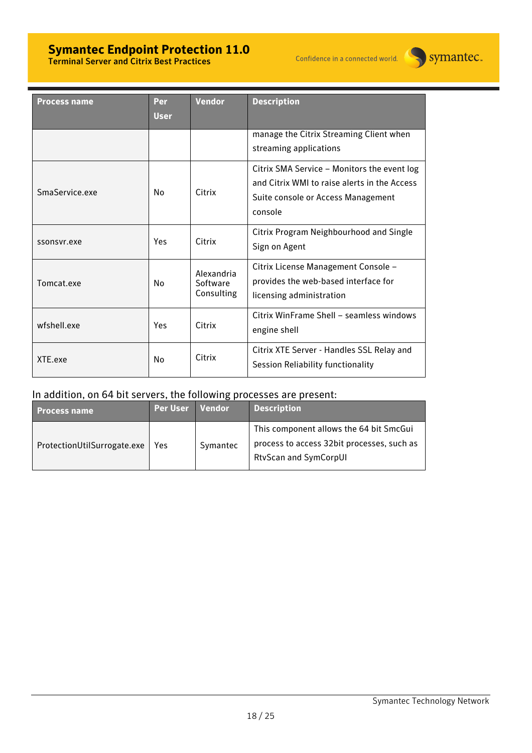| Process name | Per User | Vendor | Description |
|---|---|---|---|
| | | | manage the Citrix Streaming Client when streaming applications |
| SmaService.exe | No | Citrix | Citrix SMA Service – Monitors the event log and Citrix WMI to raise alerts in the Access Suite console or Access Management console |
| ssonsvr.exe | Yes | Citrix | Citrix Program Neighbourhood and Single Sign on Agent |
| Tomcat.exe | No | Alexandria Software Consulting | Citrix License Management Console – provides the web-based interface for licensing administration |
| wfshell.exe | Yes | Citrix | Citrix WinFrame Shell – seamless windows engine shell |
| XTE.exe | No | Citrix | Citrix XTE Server - Handles SSL Relay and Session Reliability functionality |

In addition, on 64 bit servers, the following processes are present:

| Process name | Per User | Vendor | Description |
|---|---|---|---|
| ProtectionUtilSurrogate.exe | Yes | Symantec | This component allows the 64 bit SmcGui process to access 32bit processes, such as RtvScan and SymCorpUI |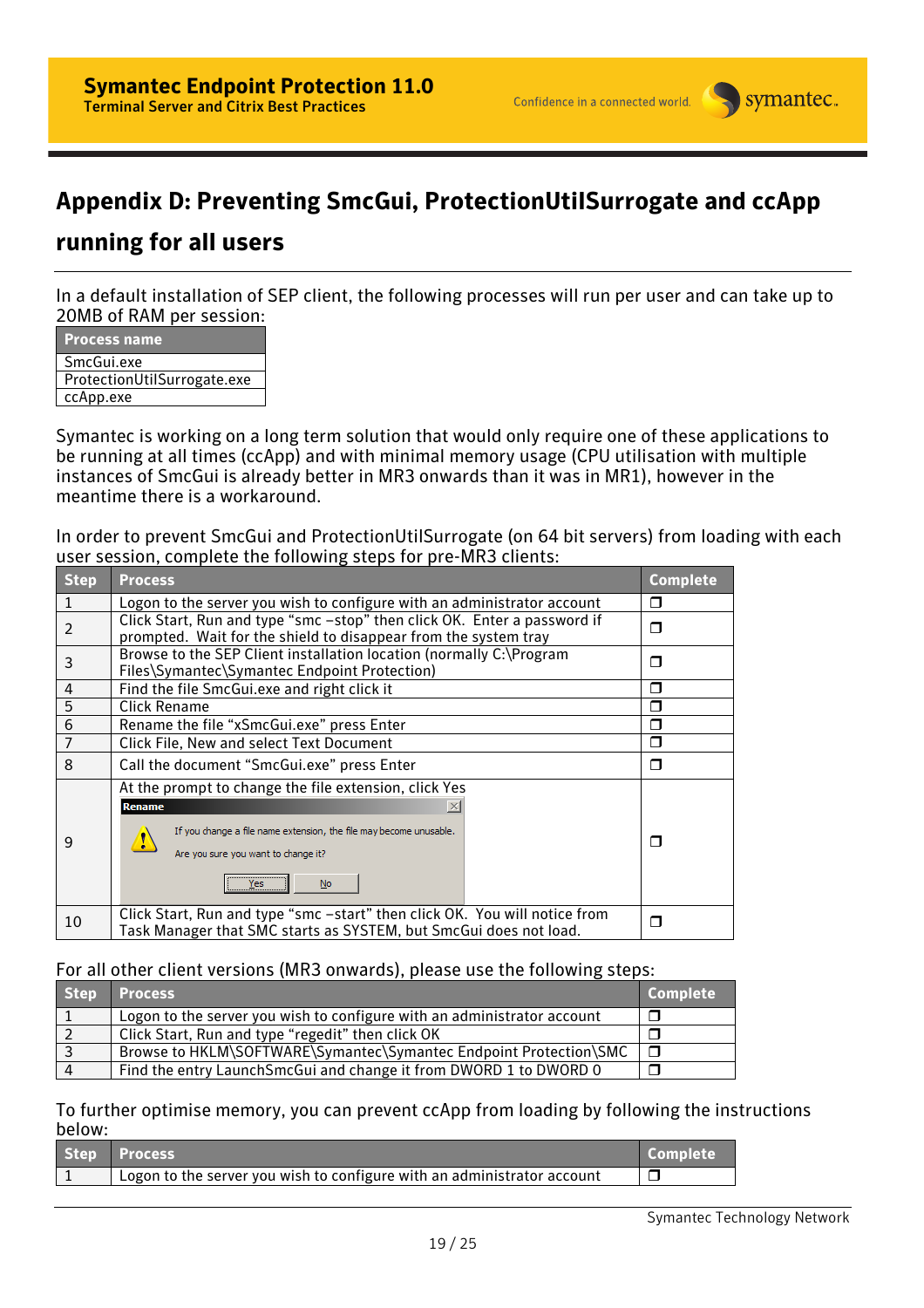## Appendix D: Preventing SmcGui, ProtectionUtilSurrogate and ccApp running for all users

In a default installation of SEP client, the following processes will run per user and can take up to 20MB of RAM per session:

| Process name |
|---|
| SmcGui.exe |
| ProtectionUtilSurrogate.exe |
| ccApp.exe |

Symantec is working on a long term solution that would only require one of these applications to be running at all times (ccApp) and with minimal memory usage (CPU utilisation with multiple instances of SmcGui is already better in MR3 onwards than it was in MR1), however in the meantime there is a workaround.

In order to prevent SmcGui and ProtectionUtilSurrogate (on 64 bit servers) from loading with each user session, complete the following steps for pre-MR3 clients:

| Step | Process | Complete |
|---|---|---|
| 1 | Logon to the server you wish to configure with an administrator account | ❒ |
| 2 | Click Start, Run and type “smc –stop” then click OK. Enter a password if prompted. Wait for the shield to disappear from the system tray | ❒ |
| 3 | Browse to the SEP Client installation location (normally C:\Program Files\Symantec\Symantec Endpoint Protection) | ❒ |
| 4 | Find the file SmcGui.exe and right click it | ❒ |
| 5 | Click Rename | ❒ |
| 6 | Rename the file “xSmcGui.exe” press Enter | ❒ |
| 7 | Click File, New and select Text Document | ❒ |
| 8 | Call the document “SmcGui.exe” press Enter | ❒ |
| 9 | At the prompt to change the file extension, click Yes<br>Rename<br>If you change a file name extension, the file may become unusable.<br>Are you sure you want to change it?<br>Yes No | ❒ |
| 10 | Click Start, Run and type “smc –start” then click OK. You will notice from Task Manager that SMC starts as SYSTEM, but SmcGui does not load. | ❒ |

For all other client versions (MR3 onwards), please use the following steps:

| Step | Process | Complete |
|---|---|---|
| 1 | Logon to the server you wish to configure with an administrator account | ❒ |
| 2 | Click Start, Run and type “regedit” then click OK | ❒ |
| 3 | Browse to HKLM\SOFTWARE\Symantec\Symantec Endpoint Protection\SMC | ❒ |
| 4 | Find the entry LaunchSmcGui and change it from DWORD 1 to DWORD 0 | ❒ |

To further optimise memory, you can prevent ccApp from loading by following the instructions below:

| Step | Process | Complete |
|---|---|---|
| 1 | Logon to the server you wish to configure with an administrator account | ❒ |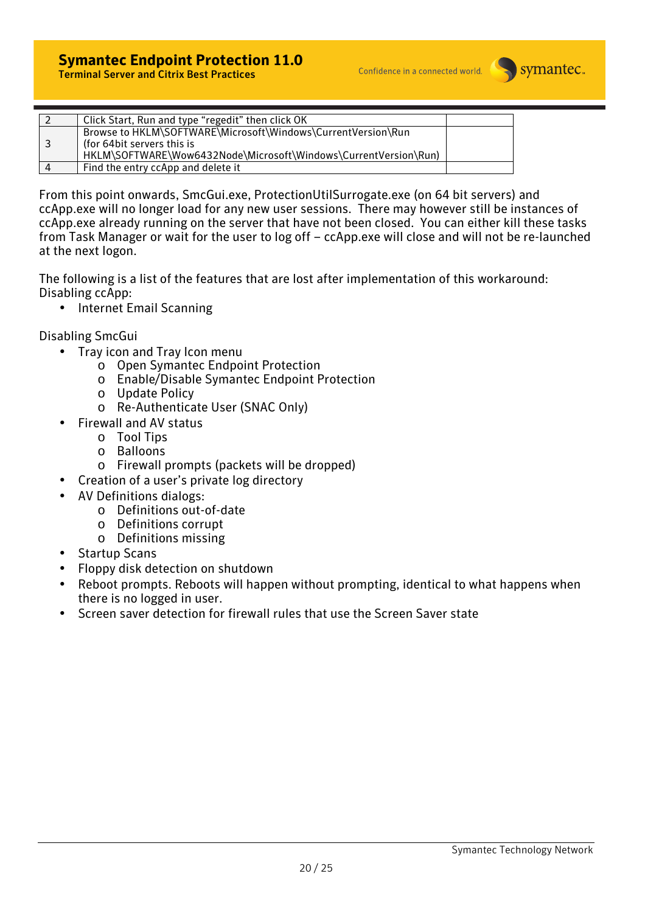| 2 | Click Start, Run and type "regedit" then click OK | |
|---|---|---|
| 3 | Browse to HKLM\SOFTWARE\Microsoft\Windows\CurrentVersion\Run (for 64bit servers this is HKLM\SOFTWARE\Wow6432Node\Microsoft\Windows\CurrentVersion\Run) | |
| 4 | Find the entry ccApp and delete it | |

From this point onwards, SmcGui.exe, ProtectionUtilSurrogate.exe (on 64 bit servers) and ccApp.exe will no longer load for any new user sessions. There may however still be instances of ccApp.exe already running on the server that have not been closed. You can either kill these tasks from Task Manager or wait for the user to log off – ccApp.exe will close and will not be re-launched at the next logon.

The following is a list of the features that are lost after implementation of this workaround:
Disabling ccApp:

- Internet Email Scanning

Disabling SmcGui

- Tray icon and Tray Icon menu
  - Open Symantec Endpoint Protection
  - Enable/Disable Symantec Endpoint Protection
  - Update Policy
  - Re-Authenticate User (SNAC Only)
- Firewall and AV status
  - Tool Tips
  - Balloons
  - Firewall prompts (packets will be dropped)
- Creation of a user's private log directory
- AV Definitions dialogs:
  - Definitions out-of-date
  - Definitions corrupt
  - Definitions missing
- Startup Scans
- Floppy disk detection on shutdown
- Reboot prompts. Reboots will happen without prompting, identical to what happens when there is no logged in user.
- Screen saver detection for firewall rules that use the Screen Saver state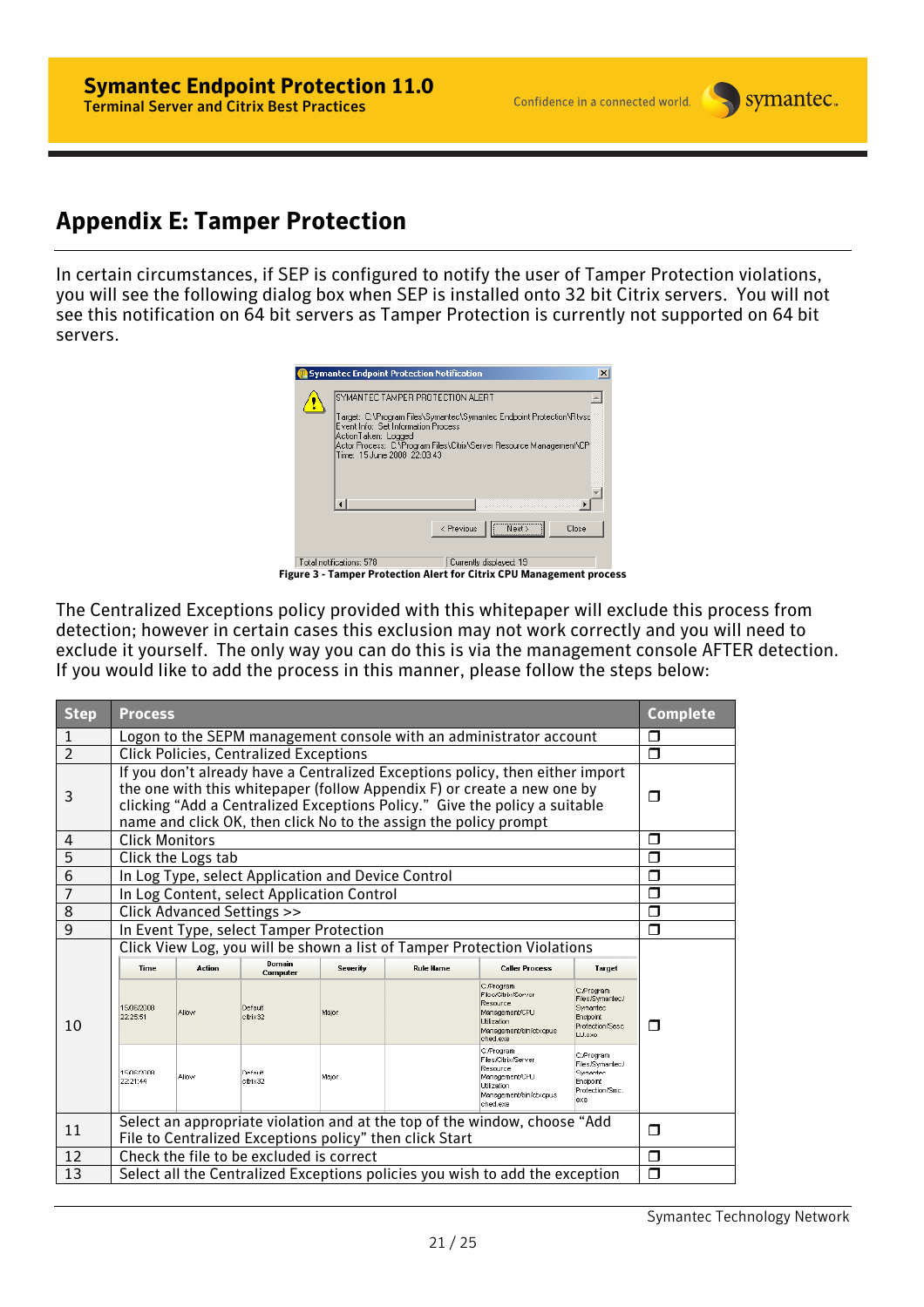## Appendix E: Tamper Protection

In certain circumstances, if SEP is configured to notify the user of Tamper Protection violations, you will see the following dialog box when SEP is installed onto 32 bit Citrix servers. You will not see this notification on 64 bit servers as Tamper Protection is currently not supported on 64 bit servers.

Figure 3 - Tamper Protection Alert for Citrix CPU Management process

The Centralized Exceptions policy provided with this whitepaper will exclude this process from detection; however in certain cases this exclusion may not work correctly and you will need to exclude it yourself. The only way you can do this is via the management console AFTER detection. If you would like to add the process in this manner, please follow the steps below:

| Step | Process | Complete |
|---|---|---|
| 1 | Logon to the SEPM management console with an administrator account | ❒ |
| 2 | Click Policies, Centralized Exceptions | ❒ |
| 3 | If you don't already have a Centralized Exceptions policy, then either import the one with this whitepaper (follow Appendix F) or create a new one by clicking "Add a Centralized Exceptions Policy." Give the policy a suitable name and click OK, then click No to the assign the policy prompt | ❒ |
| 4 | Click Monitors | ❒ |
| 5 | Click the Logs tab | ❒ |
| 6 | In Log Type, select Application and Device Control | ❒ |
| 7 | In Log Content, select Application Control | ❒ |
| 8 | Click Advanced Settings >> | ❒ |
| 9 | In Event Type, select Tamper Protection | ❒ |
| 10 | Click View Log, you will be shown a list of Tamper Protection Violations | ❒ |
| 11 | Select an appropriate violation and at the top of the window, choose "Add File to Centralized Exceptions policy" then click Start | ❒ |
| 12 | Check the file to be excluded is correct | ❒ |
| 13 | Select all the Centralized Exceptions policies you wish to add the exception | ❒ |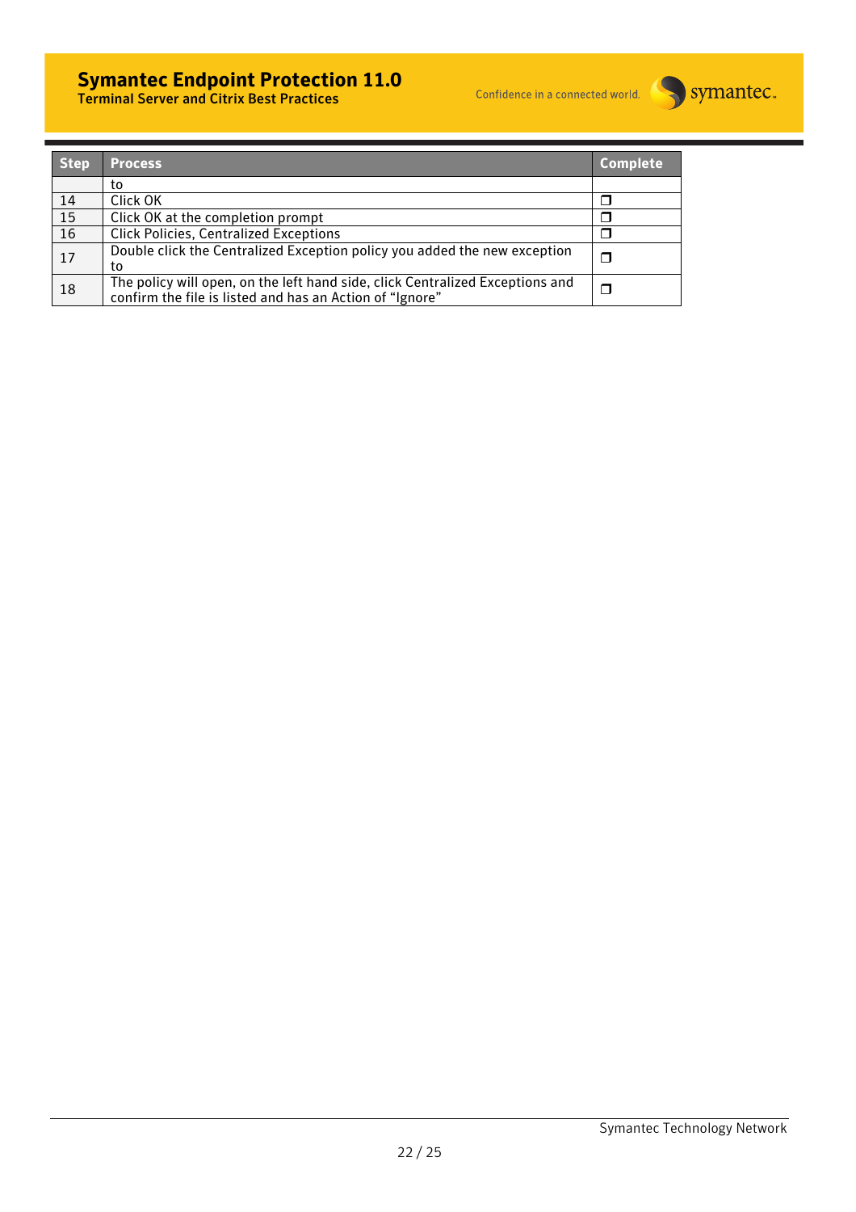| Step | Process | Complete |
|---|---|---|
| | to | |
| 14 | Click OK | ❒ |
| 15 | Click OK at the completion prompt | ❒ |
| 16 | Click Policies, Centralized Exceptions | ❒ |
| 17 | Double click the Centralized Exception policy you added the new exception to | ❒ |
| 18 | The policy will open, on the left hand side, click Centralized Exceptions and confirm the file is listed and has an Action of "Ignore" | ❒ |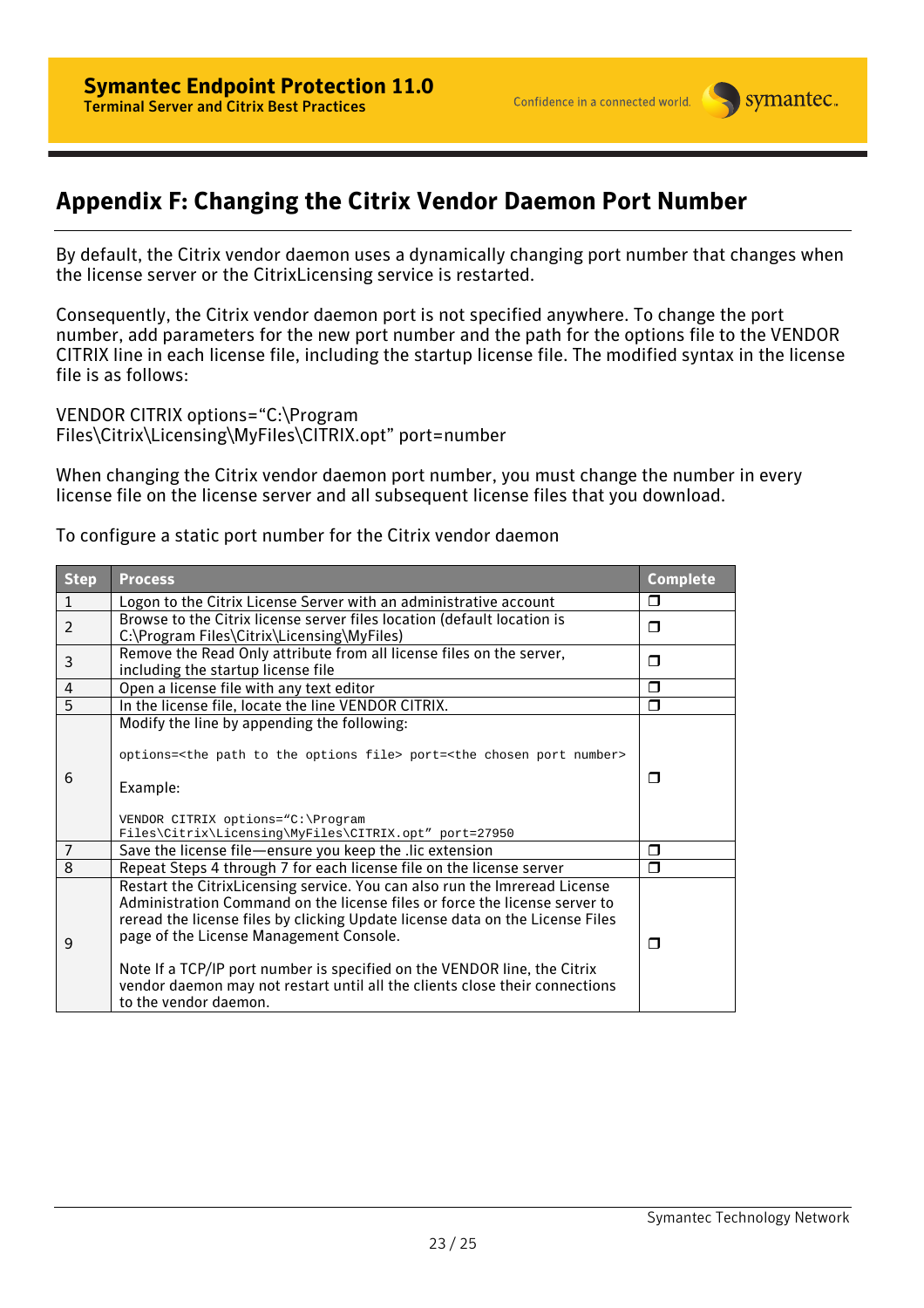# Appendix F: Changing the Citrix Vendor Daemon Port Number

By default, the Citrix vendor daemon uses a dynamically changing port number that changes when the license server or the CitrixLicensing service is restarted.

Consequently, the Citrix vendor daemon port is not specified anywhere. To change the port number, add parameters for the new port number and the path for the options file to the VENDOR CITRIX line in each license file, including the startup license file. The modified syntax in the license file is as follows:

VENDOR CITRIX options="C:\Program Files\Citrix\Licensing\MyFiles\CITRIX.opt" port=number

When changing the Citrix vendor daemon port number, you must change the number in every license file on the license server and all subsequent license files that you download.

To configure a static port number for the Citrix vendor daemon

| Step | Process | Complete |
|---|---|---|
| 1 | Logon to the Citrix License Server with an administrative account | ❒ |
| 2 | Browse to the Citrix license server files location (default location is C:\Program Files\Citrix\Licensing\MyFiles) | ❒ |
| 3 | Remove the Read Only attribute from all license files on the server, including the startup license file | ❒ |
| 4 | Open a license file with any text editor | ❒ |
| 5 | In the license file, locate the line VENDOR CITRIX. | ❒ |
| 6 | Modify the line by appending the following:<br><br>`options=<the path to the options file> port=<the chosen port number>`<br><br>Example:<br><br>`VENDOR CITRIX options="C:\Program Files\Citrix\Licensing\MyFiles\CITRIX.opt" port=27950` | ❒ |
| 7 | Save the license file—ensure you keep the .lic extension | ❒ |
| 8 | Repeat Steps 4 through 7 for each license file on the license server | ❒ |
| 9 | Restart the CitrixLicensing service. You can also run the lmreread License Administration Command on the license files or force the license server to reread the license files by clicking Update license data on the License Files page of the License Management Console.<br><br>Note If a TCP/IP port number is specified on the VENDOR line, the Citrix vendor daemon may not restart until all the clients close their connections to the vendor daemon. | ❒ |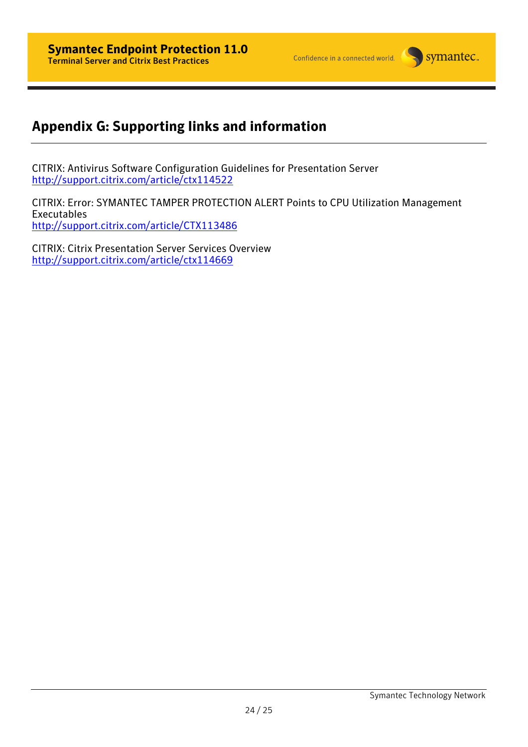## Appendix G: Supporting links and information

CITRIX: Antivirus Software Configuration Guidelines for Presentation Server
http://support.citrix.com/article/ctx114522

CITRIX: Error: SYMANTEC TAMPER PROTECTION ALERT Points to CPU Utilization Management Executables
http://support.citrix.com/article/CTX113486

CITRIX: Citrix Presentation Server Services Overview
http://support.citrix.com/article/ctx114669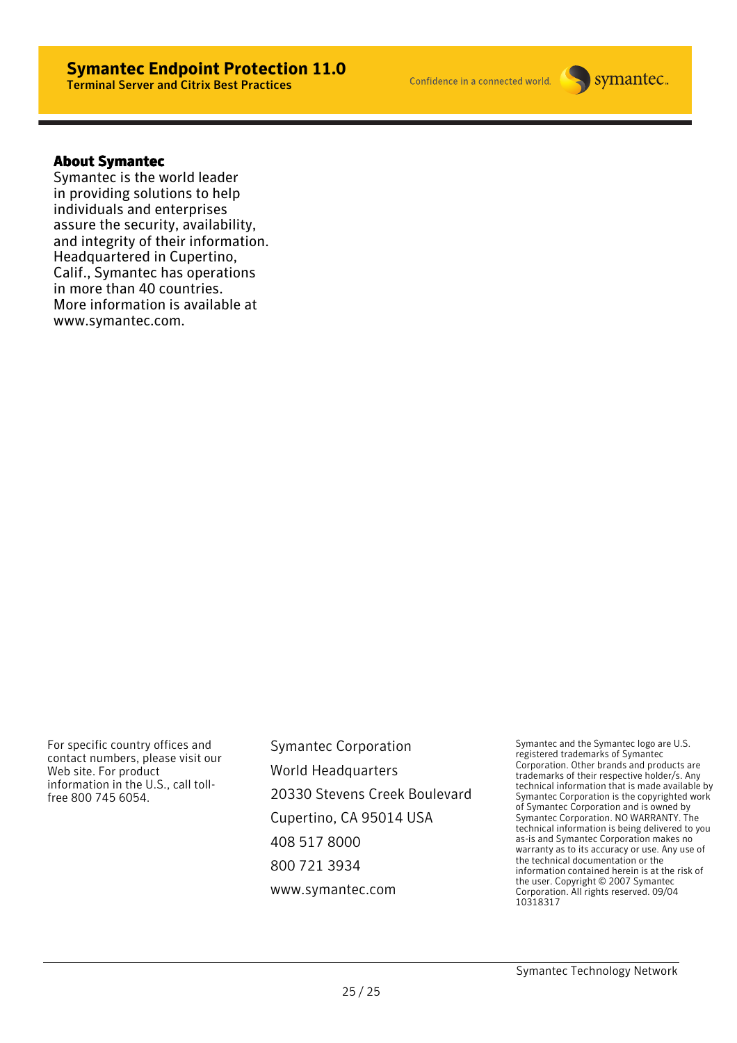## About Symantec

Symantec is the world leader in providing solutions to help individuals and enterprises assure the security, availability, and integrity of their information. Headquartered in Cupertino, Calif., Symantec has operations in more than 40 countries. More information is available at www.symantec.com.

For specific country offices and contact numbers, please visit our Web site. For product information in the U.S., call toll-free 800 745 6054.

Symantec Corporation
World Headquarters
20330 Stevens Creek Boulevard
Cupertino, CA 95014 USA
408 517 8000
800 721 3934
www.symantec.com

Symantec and the Symantec logo are U.S. registered trademarks of Symantec Corporation. Other brands and products are trademarks of their respective holder/s. Any technical information that is made available by Symantec Corporation is the copyrighted work of Symantec Corporation and is owned by Symantec Corporation. NO WARRANTY. The technical information is being delivered to you as-is and Symantec Corporation makes no warranty as to its accuracy or use. Any use of the technical documentation or the information contained herein is at the risk of the user. Copyright © 2007 Symantec Corporation. All rights reserved. 09/04 10318317